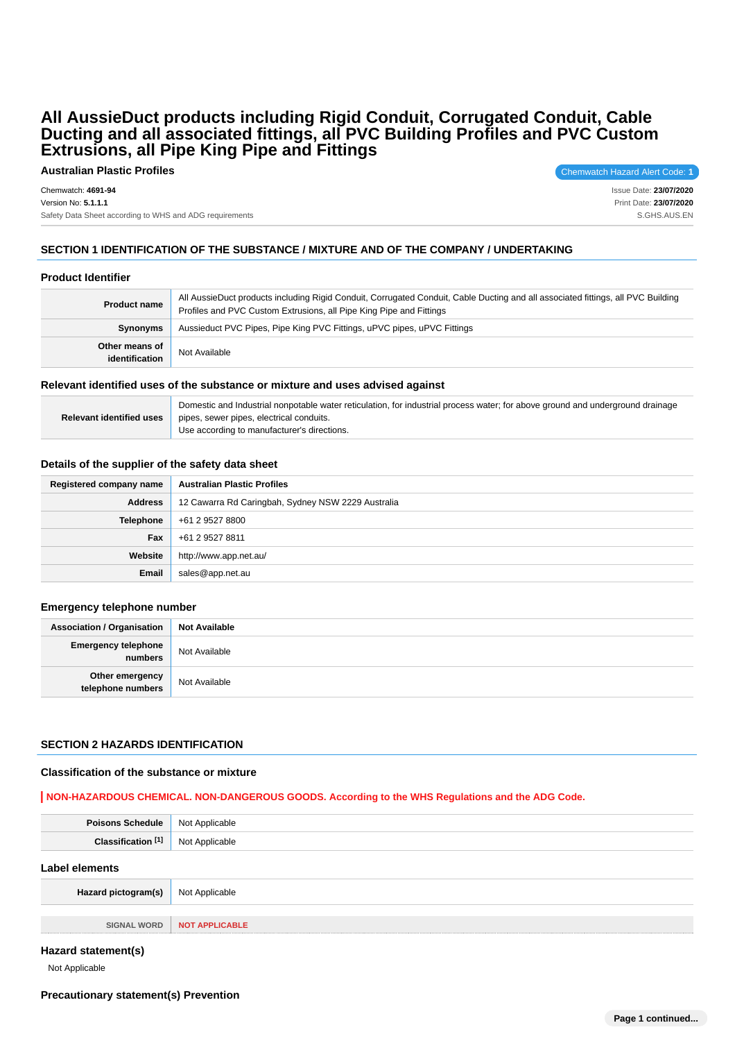# All AussieDuct products including Rigid Conduit, Corrugated Conduit, Cable Ducting and all associated fittings, all PVC Building Profiles and PVC Custom Extrusions, all Pipe King Pipe and Fittings

**Australian Plastic Profiles**

Chemwatch Hazard Alert Code: **1**

Chemwatch: **4691-94**
Version No: **5.1.1.1**
Safety Data Sheet according to WHS and ADG requirements

Issue Date: **23/07/2020**
Print Date: **23/07/2020**
S.GHS.AUS.EN

## SECTION 1 IDENTIFICATION OF THE SUBSTANCE / MIXTURE AND OF THE COMPANY / UNDERTAKING

### Product Identifier

| | |
|---|---|
| **Product name** | All AussieDuct products including Rigid Conduit, Corrugated Conduit, Cable Ducting and all associated fittings, all PVC Building Profiles and PVC Custom Extrusions, all Pipe King Pipe and Fittings |
| **Synonyms** | Aussieduct PVC Pipes, Pipe King PVC Fittings, uPVC pipes, uPVC Fittings |
| **Other means of identification** | Not Available |

### Relevant identified uses of the substance or mixture and uses advised against

| | |
|---|---|
| **Relevant identified uses** | Domestic and Industrial nonpotable water reticulation, for industrial process water; for above ground and underground drainage pipes, sewer pipes, electrical conduits.<br>Use according to manufacturer's directions. |

### Details of the supplier of the safety data sheet

| | |
|---|---|
| **Registered company name** | **Australian Plastic Profiles** |
| **Address** | 12 Cawarra Rd Caringbah, Sydney NSW 2229 Australia |
| **Telephone** | +61 2 9527 8800 |
| **Fax** | +61 2 9527 8811 |
| **Website** | http://www.app.net.au/ |
| **Email** | sales@app.net.au |

### Emergency telephone number

| | |
|---|---|
| **Association / Organisation** | **Not Available** |
| **Emergency telephone numbers** | Not Available |
| **Other emergency telephone numbers** | Not Available |

## SECTION 2 HAZARDS IDENTIFICATION

### Classification of the substance or mixture

**NON-HAZARDOUS CHEMICAL. NON-DANGEROUS GOODS. According to the WHS Regulations and the ADG Code.**

| | |
|---|---|
| **Poisons Schedule** | Not Applicable |
| **Classification [1]** | Not Applicable |

### Label elements

| | |
|---|---|
| **Hazard pictogram(s)** | Not Applicable |

| | |
|---|---|
| **SIGNAL WORD** | **NOT APPLICABLE** |

### Hazard statement(s)

Not Applicable

### Precautionary statement(s) Prevention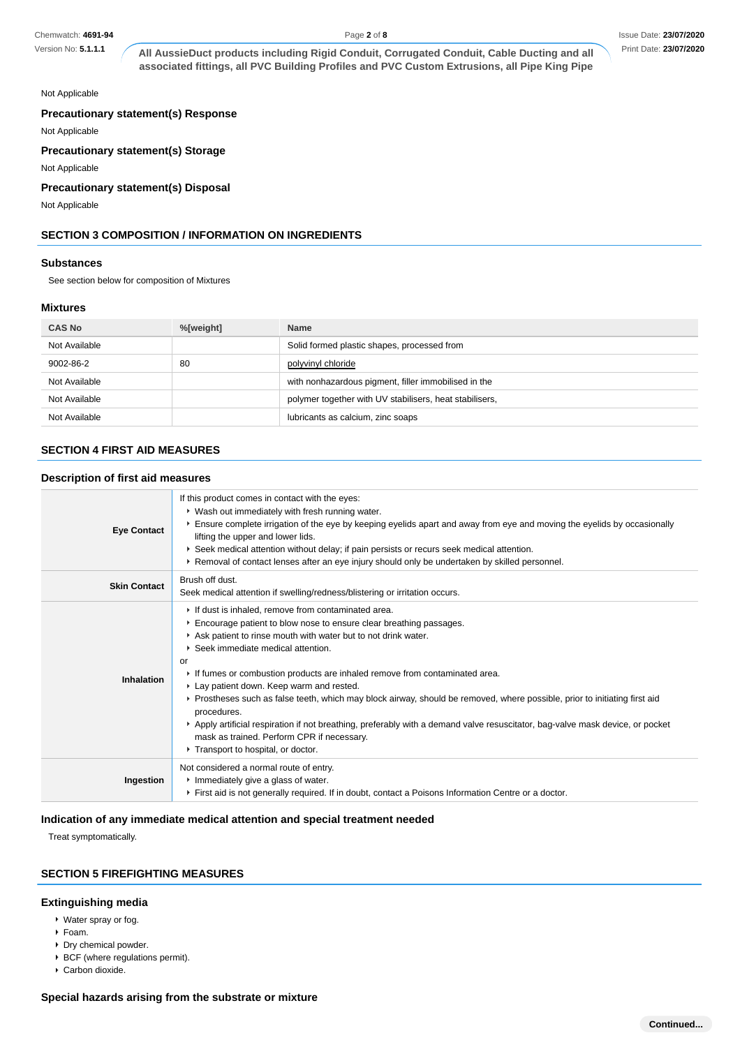Not Applicable

### Precautionary statement(s) Response

Not Applicable

### Precautionary statement(s) Storage

Not Applicable

### Precautionary statement(s) Disposal

Not Applicable

## SECTION 3 COMPOSITION / INFORMATION ON INGREDIENTS

### Substances

See section below for composition of Mixtures

### Mixtures

| CAS No | %[weight] | Name |
|---|---|---|
| Not Available | | Solid formed plastic shapes, processed from |
| 9002-86-2 | 80 | polyvinyl chloride |
| Not Available | | with nonhazardous pigment, filler immobilised in the |
| Not Available | | polymer together with UV stabilisers, heat stabilisers, |
| Not Available | | lubricants as calcium, zinc soaps |

## SECTION 4 FIRST AID MEASURES

### Description of first aid measures

| | |
|---|---|
| **Eye Contact** | If this product comes in contact with the eyes:<br>• Wash out immediately with fresh running water.<br>• Ensure complete irrigation of the eye by keeping eyelids apart and away from eye and moving the eyelids by occasionally lifting the upper and lower lids.<br>• Seek medical attention without delay; if pain persists or recurs seek medical attention.<br>• Removal of contact lenses after an eye injury should only be undertaken by skilled personnel. |
| **Skin Contact** | Brush off dust.<br>Seek medical attention if swelling/redness/blistering or irritation occurs. |
| **Inhalation** | • If dust is inhaled, remove from contaminated area.<br>• Encourage patient to blow nose to ensure clear breathing passages.<br>• Ask patient to rinse mouth with water but to not drink water.<br>• Seek immediate medical attention.<br>or<br>• If fumes or combustion products are inhaled remove from contaminated area.<br>• Lay patient down. Keep warm and rested.<br>• Prostheses such as false teeth, which may block airway, should be removed, where possible, prior to initiating first aid procedures.<br>• Apply artificial respiration if not breathing, preferably with a demand valve resuscitator, bag-valve mask device, or pocket mask as trained. Perform CPR if necessary.<br>• Transport to hospital, or doctor. |
| **Ingestion** | Not considered a normal route of entry.<br>• Immediately give a glass of water.<br>• First aid is not generally required. If in doubt, contact a Poisons Information Centre or a doctor. |

### Indication of any immediate medical attention and special treatment needed

Treat symptomatically.

## SECTION 5 FIREFIGHTING MEASURES

### Extinguishing media

- Water spray or fog.
- Foam.
- Dry chemical powder.
- BCF (where regulations permit).
- Carbon dioxide.

### Special hazards arising from the substrate or mixture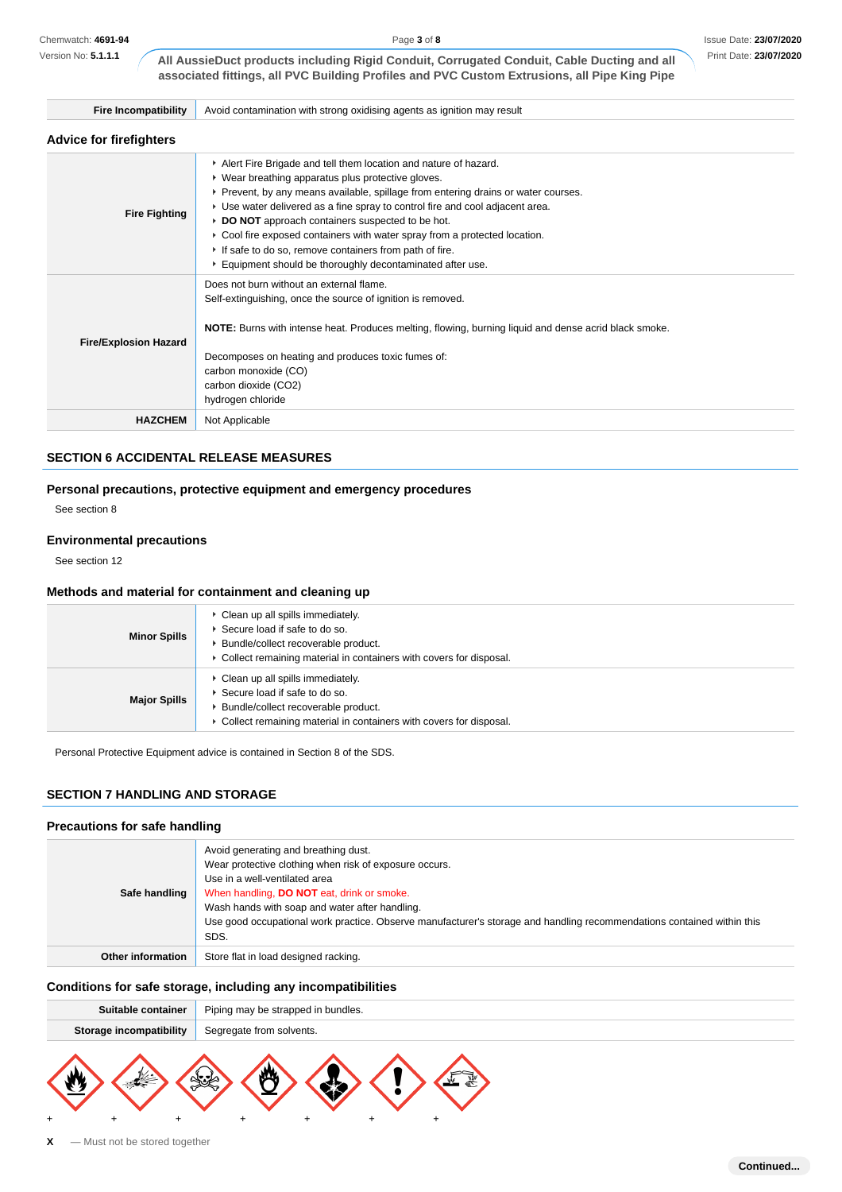| Fire Incompatibility | Avoid contamination with strong oxidising agents as ignition may result |
|---|---|

### Advice for firefighters

| | |
|---|---|
| Fire Fighting | ‣ Alert Fire Brigade and tell them location and nature of hazard.<br>‣ Wear breathing apparatus plus protective gloves.<br>‣ Prevent, by any means available, spillage from entering drains or water courses.<br>‣ Use water delivered as a fine spray to control fire and cool adjacent area.<br>‣ **DO NOT** approach containers suspected to be hot.<br>‣ Cool fire exposed containers with water spray from a protected location.<br>‣ If safe to do so, remove containers from path of fire.<br>‣ Equipment should be thoroughly decontaminated after use. |
| Fire/Explosion Hazard | Does not burn without an external flame.<br>Self-extinguishing, once the source of ignition is removed.<br><br>**NOTE:** Burns with intense heat. Produces melting, flowing, burning liquid and dense acrid black smoke.<br><br>Decomposes on heating and produces toxic fumes of:<br>carbon monoxide (CO)<br>carbon dioxide (CO2)<br>hydrogen chloride |
| HAZCHEM | Not Applicable |

## SECTION 6 ACCIDENTAL RELEASE MEASURES

### Personal precautions, protective equipment and emergency procedures

See section 8

### Environmental precautions

See section 12

### Methods and material for containment and cleaning up

| | |
|---|---|
| Minor Spills | ‣ Clean up all spills immediately.<br>‣ Secure load if safe to do so.<br>‣ Bundle/collect recoverable product.<br>‣ Collect remaining material in containers with covers for disposal. |
| Major Spills | ‣ Clean up all spills immediately.<br>‣ Secure load if safe to do so.<br>‣ Bundle/collect recoverable product.<br>‣ Collect remaining material in containers with covers for disposal. |

Personal Protective Equipment advice is contained in Section 8 of the SDS.

## SECTION 7 HANDLING AND STORAGE

### Precautions for safe handling

| | |
|---|---|
| Safe handling | Avoid generating and breathing dust.<br>Wear protective clothing when risk of exposure occurs.<br>Use in a well-ventilated area<br>When handling, **DO NOT** eat, drink or smoke.<br>Wash hands with soap and water after handling.<br>Use good occupational work practice. Observe manufacturer's storage and handling recommendations contained within this SDS. |
| Other information | Store flat in load designed racking. |

### Conditions for safe storage, including any incompatibilities

| | |
|---|---|
| Suitable container | Piping may be strapped in bundles. |
| Storage incompatibility | Segregate from solvents. |

| | | | | | | |
|---|---|---|---|---|---|---|
| + | + | + | + | + | + | + |

**X** — Must not be stored together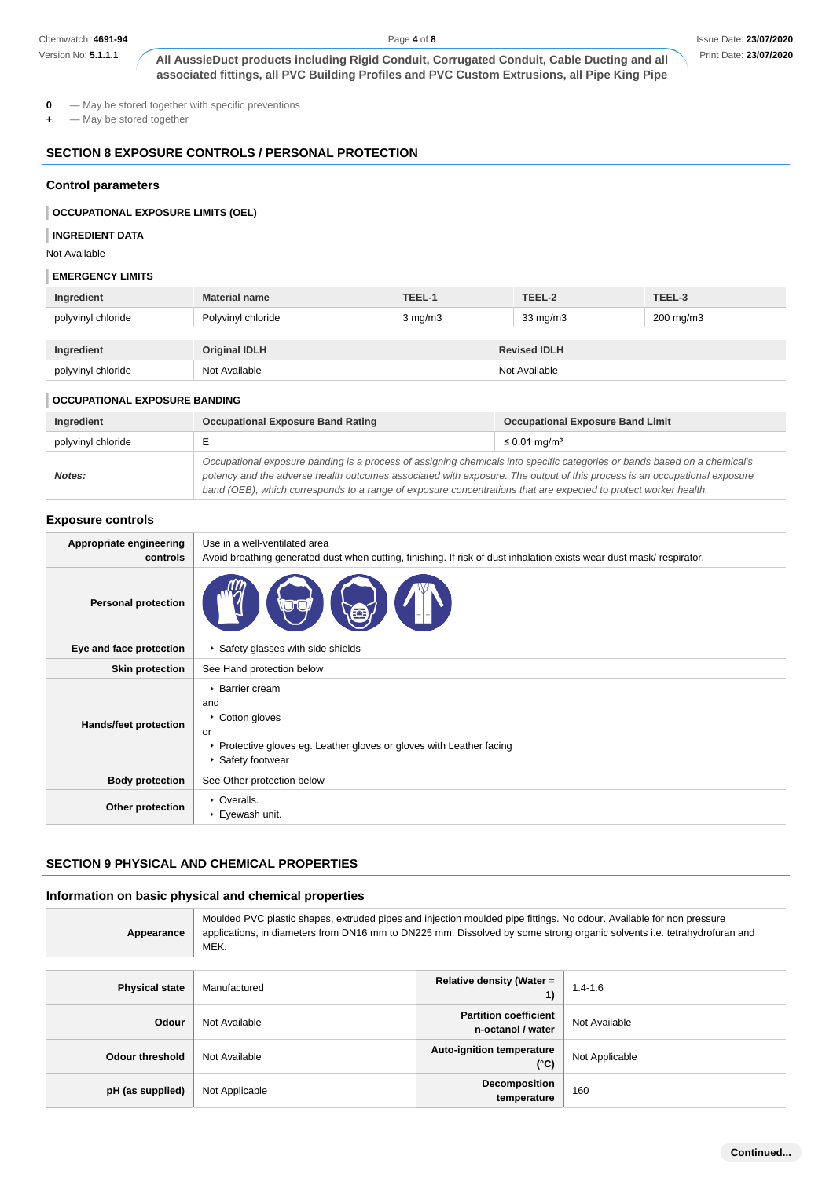**0** — May be stored together with specific preventions
**+** — May be stored together

## SECTION 8 EXPOSURE CONTROLS / PERSONAL PROTECTION

### Control parameters

**OCCUPATIONAL EXPOSURE LIMITS (OEL)**

**INGREDIENT DATA**

Not Available

**EMERGENCY LIMITS**

| Ingredient | Material name | TEEL-1 | TEEL-2 | TEEL-3 |
|---|---|---|---|---|
| polyvinyl chloride | Polyvinyl chloride | 3 mg/m3 | 33 mg/m3 | 200 mg/m3 |

| Ingredient | Original IDLH | Revised IDLH |
|---|---|---|
| polyvinyl chloride | Not Available | Not Available |

**OCCUPATIONAL EXPOSURE BANDING**

| Ingredient | Occupational Exposure Band Rating | Occupational Exposure Band Limit |
|---|---|---|
| polyvinyl chloride | E | ≤ 0.01 mg/m³ |
| ***Notes:*** | *Occupational exposure banding is a process of assigning chemicals into specific categories or bands based on a chemical's potency and the adverse health outcomes associated with exposure. The output of this process is an occupational exposure band (OEB), which corresponds to a range of exposure concentrations that are expected to protect worker health.* | |

### Exposure controls

| | |
|---|---|
| **Appropriate engineering controls** | Use in a well-ventilated area<br>Avoid breathing generated dust when cutting, finishing. If risk of dust inhalation exists wear dust mask/ respirator. |
| **Personal protection** | |
| **Eye and face protection** | ▸ Safety glasses with side shields |
| **Skin protection** | See Hand protection below |
| **Hands/feet protection** | ▸ Barrier cream<br>and<br>▸ Cotton gloves<br>or<br>▸ Protective gloves eg. Leather gloves or gloves with Leather facing<br>▸ Safety footwear |
| **Body protection** | See Other protection below |
| **Other protection** | ▸ Overalls.<br>▸ Eyewash unit. |

## SECTION 9 PHYSICAL AND CHEMICAL PROPERTIES

### Information on basic physical and chemical properties

| | |
|---|---|
| **Appearance** | Moulded PVC plastic shapes, extruded pipes and injection moulded pipe fittings. No odour. Available for non pressure applications, in diameters from DN16 mm to DN225 mm. Dissolved by some strong organic solvents i.e. tetrahydrofuran and MEK. |

| | | | |
|---|---|---|---|
| **Physical state** | Manufactured | **Relative density (Water = 1)** | 1.4-1.6 |
| **Odour** | Not Available | **Partition coefficient n-octanol / water** | Not Available |
| **Odour threshold** | Not Available | **Auto-ignition temperature (°C)** | Not Applicable |
| **pH (as supplied)** | Not Applicable | **Decomposition temperature** | 160 |

Continued...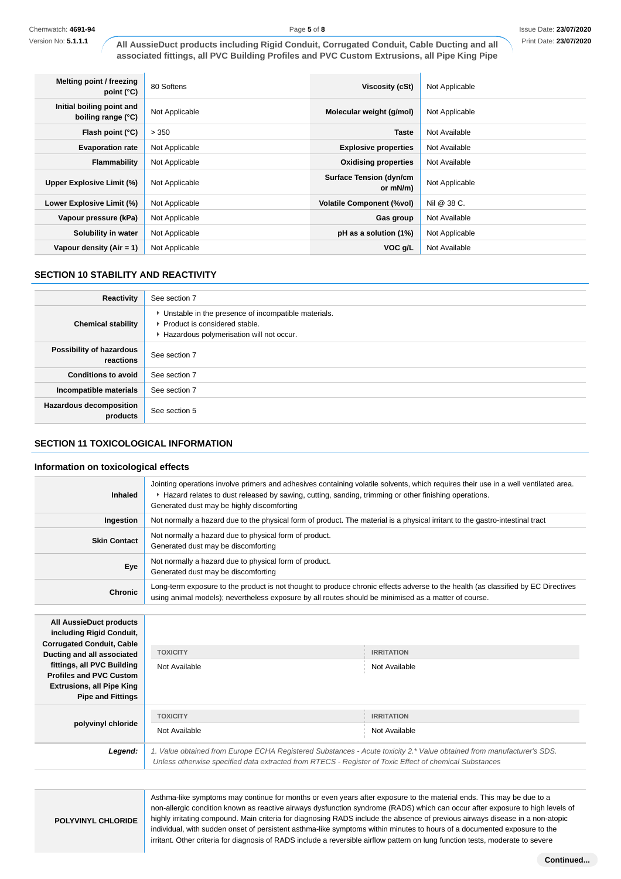| | | | |
|---|---|---|---|
| **Melting point / freezing point (°C)** | 80 Softens | **Viscosity (cSt)** | Not Applicable |
| **Initial boiling point and boiling range (°C)** | Not Applicable | **Molecular weight (g/mol)** | Not Applicable |
| **Flash point (°C)** | > 350 | **Taste** | Not Available |
| **Evaporation rate** | Not Applicable | **Explosive properties** | Not Available |
| **Flammability** | Not Applicable | **Oxidising properties** | Not Available |
| **Upper Explosive Limit (%)** | Not Applicable | **Surface Tension (dyn/cm or mN/m)** | Not Applicable |
| **Lower Explosive Limit (%)** | Not Applicable | **Volatile Component (%vol)** | Nil @ 38 C. |
| **Vapour pressure (kPa)** | Not Applicable | **Gas group** | Not Available |
| **Solubility in water** | Not Applicable | **pH as a solution (1%)** | Not Applicable |
| **Vapour density (Air = 1)** | Not Applicable | **VOC g/L** | Not Available |

## SECTION 10 STABILITY AND REACTIVITY

| | |
|---|---|
| **Reactivity** | See section 7 |
| **Chemical stability** | ‣ Unstable in the presence of incompatible materials.<br>‣ Product is considered stable.<br>‣ Hazardous polymerisation will not occur. |
| **Possibility of hazardous reactions** | See section 7 |
| **Conditions to avoid** | See section 7 |
| **Incompatible materials** | See section 7 |
| **Hazardous decomposition products** | See section 5 |

## SECTION 11 TOXICOLOGICAL INFORMATION

### Information on toxicological effects

| | |
|---|---|
| **Inhaled** | Jointing operations involve primers and adhesives containing volatile solvents, which requires their use in a well ventilated area.<br>‣ Hazard relates to dust released by sawing, cutting, sanding, trimming or other finishing operations.<br>Generated dust may be highly discomforting |
| **Ingestion** | Not normally a hazard due to the physical form of product. The material is a physical irritant to the gastro-intestinal tract |
| **Skin Contact** | Not normally a hazard due to physical form of product.<br>Generated dust may be discomforting |
| **Eye** | Not normally a hazard due to physical form of product.<br>Generated dust may be discomforting |
| **Chronic** | Long-term exposure to the product is not thought to produce chronic effects adverse to the health (as classified by EC Directives using animal models); nevertheless exposure by all routes should be minimised as a matter of course. |

| | TOXICITY | IRRITATION |
|---|---|---|
| **All AussieDuct products including Rigid Conduit, Corrugated Conduit, Cable Ducting and all associated fittings, all PVC Building Profiles and PVC Custom Extrusions, all Pipe King Pipe and Fittings** | Not Available | Not Available |
| **polyvinyl chloride** | Not Available | Not Available |
| ***Legend:*** | *1. Value obtained from Europe ECHA Registered Substances - Acute toxicity 2.\* Value obtained from manufacturer's SDS. Unless otherwise specified data extracted from RTECS - Register of Toxic Effect of chemical Substances* | |

| | |
|---|---|
| **POLYVINYL CHLORIDE** | Asthma-like symptoms may continue for months or even years after exposure to the material ends. This may be due to a non-allergic condition known as reactive airways dysfunction syndrome (RADS) which can occur after exposure to high levels of highly irritating compound. Main criteria for diagnosing RADS include the absence of previous airways disease in a non-atopic individual, with sudden onset of persistent asthma-like symptoms within minutes to hours of a documented exposure to the irritant. Other criteria for diagnosis of RADS include a reversible airflow pattern on lung function tests, moderate to severe |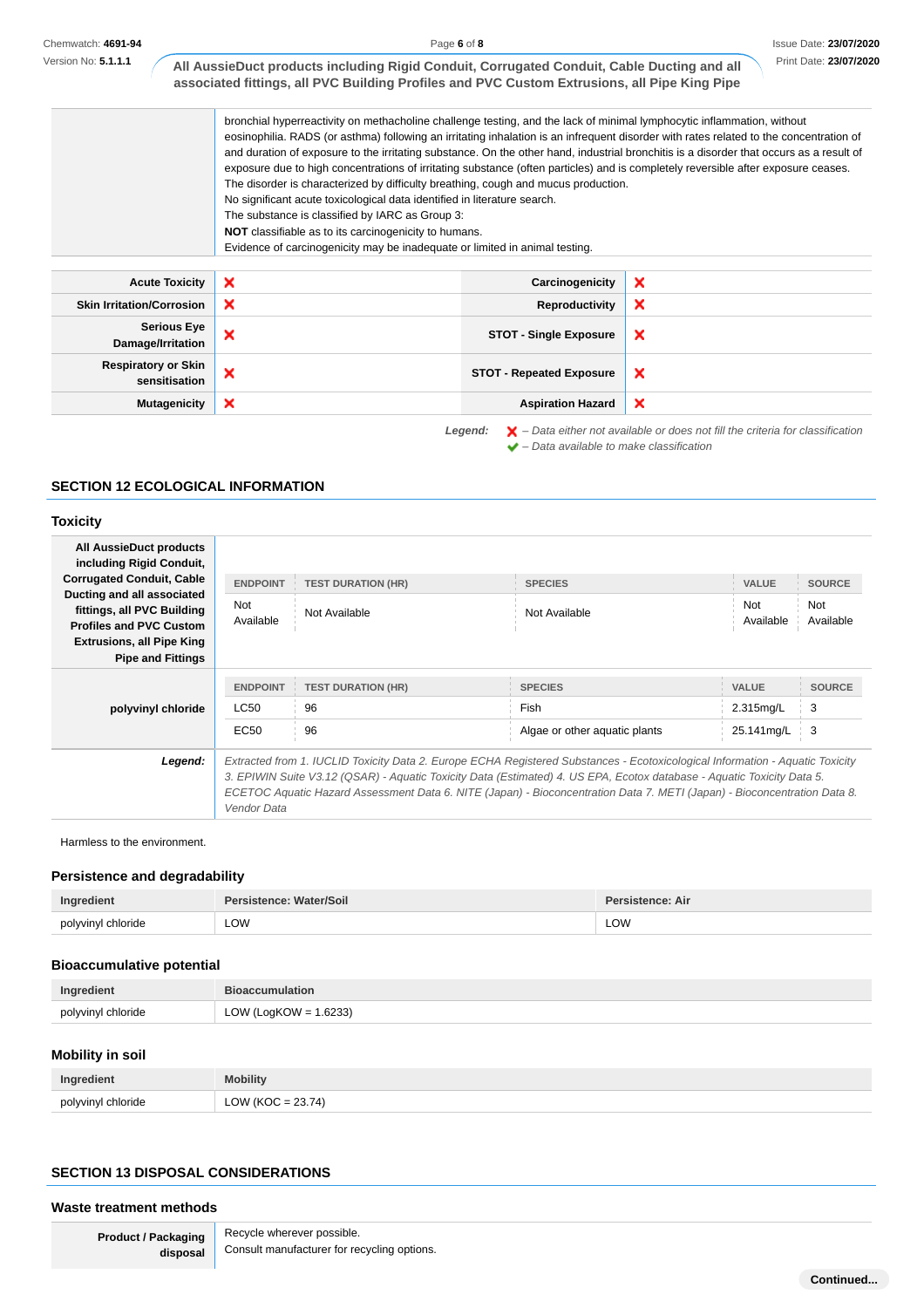| | |
|---|---|
| | bronchial hyperreactivity on methacholine challenge testing, and the lack of minimal lymphocytic inflammation, without eosinophilia. RADS (or asthma) following an irritating inhalation is an infrequent disorder with rates related to the concentration of and duration of exposure to the irritating substance. On the other hand, industrial bronchitis is a disorder that occurs as a result of exposure due to high concentrations of irritating substance (often particles) and is completely reversible after exposure ceases. The disorder is characterized by difficulty breathing, cough and mucus production.<br>No significant acute toxicological data identified in literature search.<br>The substance is classified by IARC as Group 3:<br>**NOT** classifiable as to its carcinogenicity to humans.<br>Evidence of carcinogenicity may be inadequate or limited in animal testing. |

| | | | |
|---|---|---|---|
| **Acute Toxicity** | ❌ | **Carcinogenicity** | ❌ |
| **Skin Irritation/Corrosion** | ❌ | **Reproductivity** | ❌ |
| **Serious Eye Damage/Irritation** | ❌ | **STOT - Single Exposure** | ❌ |
| **Respiratory or Skin sensitisation** | ❌ | **STOT - Repeated Exposure** | ❌ |
| **Mutagenicity** | ❌ | **Aspiration Hazard** | ❌ |

*Legend:* ❌ *– Data either not available or does not fill the criteria for classification*
✔ *– Data available to make classification*

## SECTION 12 ECOLOGICAL INFORMATION

### Toxicity

**All AussieDuct products including Rigid Conduit, Corrugated Conduit, Cable Ducting and all associated fittings, all PVC Building Profiles and PVC Custom Extrusions, all Pipe King Pipe and Fittings**

| ENDPOINT | TEST DURATION (HR) | SPECIES | VALUE | SOURCE |
|---|---|---|---|---|
| Not Available | Not Available | Not Available | Not Available | Not Available |

**polyvinyl chloride**

| ENDPOINT | TEST DURATION (HR) | SPECIES | VALUE | SOURCE |
|---|---|---|---|---|
| LC50 | 96 | Fish | 2.315mg/L | 3 |
| EC50 | 96 | Algae or other aquatic plants | 25.141mg/L | 3 |

***Legend:*** *Extracted from 1. IUCLID Toxicity Data 2. Europe ECHA Registered Substances - Ecotoxicological Information - Aquatic Toxicity 3. EPIWIN Suite V3.12 (QSAR) - Aquatic Toxicity Data (Estimated) 4. US EPA, Ecotox database - Aquatic Toxicity Data 5. ECETOC Aquatic Hazard Assessment Data 6. NITE (Japan) - Bioconcentration Data 7. METI (Japan) - Bioconcentration Data 8. Vendor Data*

Harmless to the environment.

### Persistence and degradability

| Ingredient | Persistence: Water/Soil | Persistence: Air |
|---|---|---|
| polyvinyl chloride | LOW | LOW |

### Bioaccumulative potential

| Ingredient | Bioaccumulation |
|---|---|
| polyvinyl chloride | LOW (LogKOW = 1.6233) |

### Mobility in soil

| Ingredient | Mobility |
|---|---|
| polyvinyl chloride | LOW (KOC = 23.74) |

## SECTION 13 DISPOSAL CONSIDERATIONS

### Waste treatment methods

| | |
|---|---|
| **Product / Packaging disposal** | Recycle wherever possible.<br>Consult manufacturer for recycling options. |

**Continued...**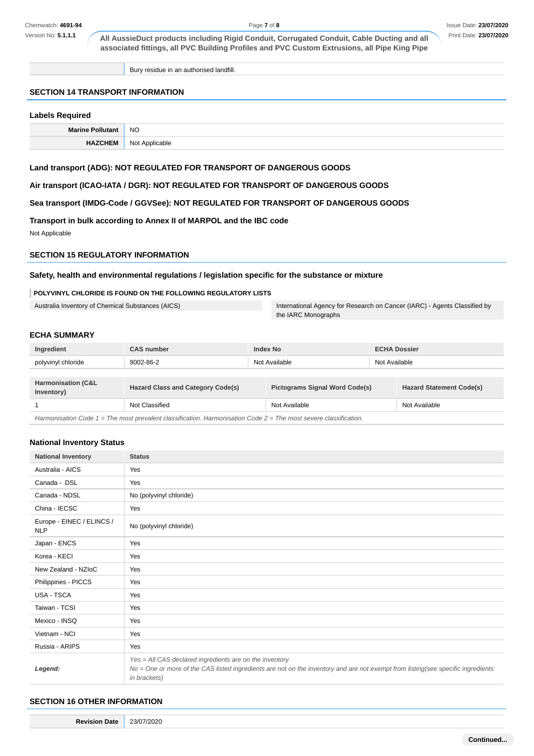| | |
|---|---|
| | Bury residue in an authorised landfill. |

## SECTION 14 TRANSPORT INFORMATION

### Labels Required

| | |
|---|---|
| **Marine Pollutant** | NO |
| **HAZCHEM** | Not Applicable |

### Land transport (ADG): NOT REGULATED FOR TRANSPORT OF DANGEROUS GOODS

### Air transport (ICAO-IATA / DGR): NOT REGULATED FOR TRANSPORT OF DANGEROUS GOODS

### Sea transport (IMDG-Code / GGVSee): NOT REGULATED FOR TRANSPORT OF DANGEROUS GOODS

### Transport in bulk according to Annex II of MARPOL and the IBC code

Not Applicable

## SECTION 15 REGULATORY INFORMATION

### Safety, health and environmental regulations / legislation specific for the substance or mixture

**POLYVINYL CHLORIDE IS FOUND ON THE FOLLOWING REGULATORY LISTS**

| | |
|---|---|
| Australia Inventory of Chemical Substances (AICS) | International Agency for Research on Cancer (IARC) - Agents Classified by the IARC Monographs |

### ECHA SUMMARY

| Ingredient | CAS number | Index No | ECHA Dossier |
|---|---|---|---|
| polyvinyl chloride | 9002-86-2 | Not Available | Not Available |

| Harmonisation (C&L Inventory) | Hazard Class and Category Code(s) | Pictograms Signal Word Code(s) | Hazard Statement Code(s) |
|---|---|---|---|
| 1 | Not Classified | Not Available | Not Available |

*Harmonisation Code 1 = The most prevalent classification. Harmonisation Code 2 = The most severe classification.*

### National Inventory Status

| National Inventory | Status |
|---|---|
| Australia - AICS | Yes |
| Canada - DSL | Yes |
| Canada - NDSL | No (polyvinyl chloride) |
| China - IECSC | Yes |
| Europe - EINEC / ELINCS / NLP | No (polyvinyl chloride) |
| Japan - ENCS | Yes |
| Korea - KECI | Yes |
| New Zealand - NZIoC | Yes |
| Philippines - PICCS | Yes |
| USA - TSCA | Yes |
| Taiwan - TCSI | Yes |
| Mexico - INSQ | Yes |
| Vietnam - NCI | Yes |
| Russia - ARIPS | Yes |
| ***Legend:*** | *Yes = All CAS declared ingredients are on the inventory*<br>*No = One or more of the CAS listed ingredients are not on the inventory and are not exempt from listing(see specific ingredients in brackets)* |

## SECTION 16 OTHER INFORMATION

| | |
|---|---|
| **Revision Date** | 23/07/2020 |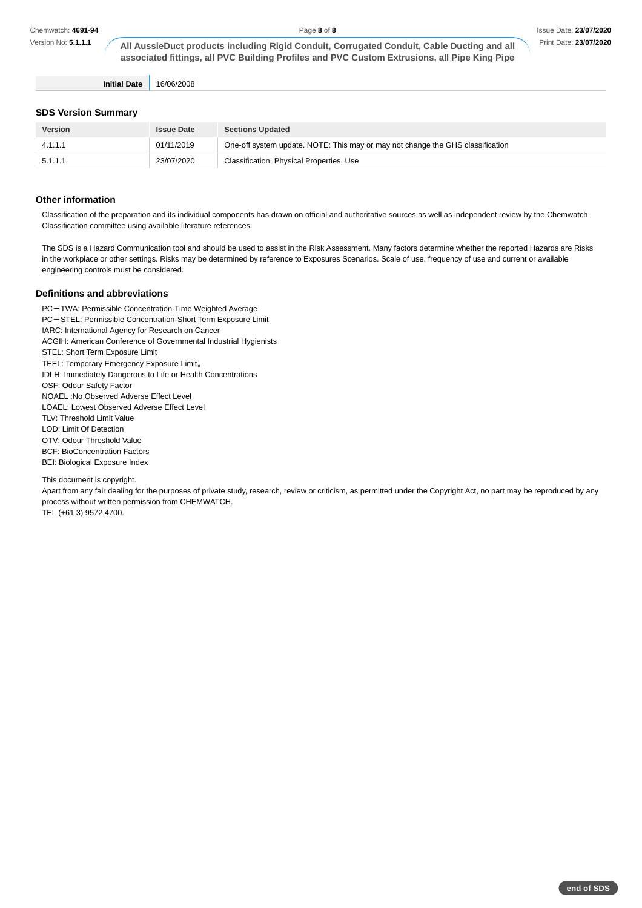| | |
|---|---|
| **Initial Date** | 16/06/2008 |

## SDS Version Summary

| Version | Issue Date | Sections Updated |
|---|---|---|
| 4.1.1.1 | 01/11/2019 | One-off system update. NOTE: This may or may not change the GHS classification |
| 5.1.1.1 | 23/07/2020 | Classification, Physical Properties, Use |

## Other information

Classification of the preparation and its individual components has drawn on official and authoritative sources as well as independent review by the Chemwatch Classification committee using available literature references.

The SDS is a Hazard Communication tool and should be used to assist in the Risk Assessment. Many factors determine whether the reported Hazards are Risks in the workplace or other settings. Risks may be determined by reference to Exposures Scenarios. Scale of use, frequency of use and current or available engineering controls must be considered.

## Definitions and abbreviations

PC－TWA: Permissible Concentration-Time Weighted Average
PC－STEL: Permissible Concentration-Short Term Exposure Limit
IARC: International Agency for Research on Cancer
ACGIH: American Conference of Governmental Industrial Hygienists
STEL: Short Term Exposure Limit
TEEL: Temporary Emergency Exposure Limit。
IDLH: Immediately Dangerous to Life or Health Concentrations
OSF: Odour Safety Factor
NOAEL :No Observed Adverse Effect Level
LOAEL: Lowest Observed Adverse Effect Level
TLV: Threshold Limit Value
LOD: Limit Of Detection
OTV: Odour Threshold Value
BCF: BioConcentration Factors
BEI: Biological Exposure Index

This document is copyright.
Apart from any fair dealing for the purposes of private study, research, review or criticism, as permitted under the Copyright Act, no part may be reproduced by any process without written permission from CHEMWATCH.
TEL (+61 3) 9572 4700.

end of SDS